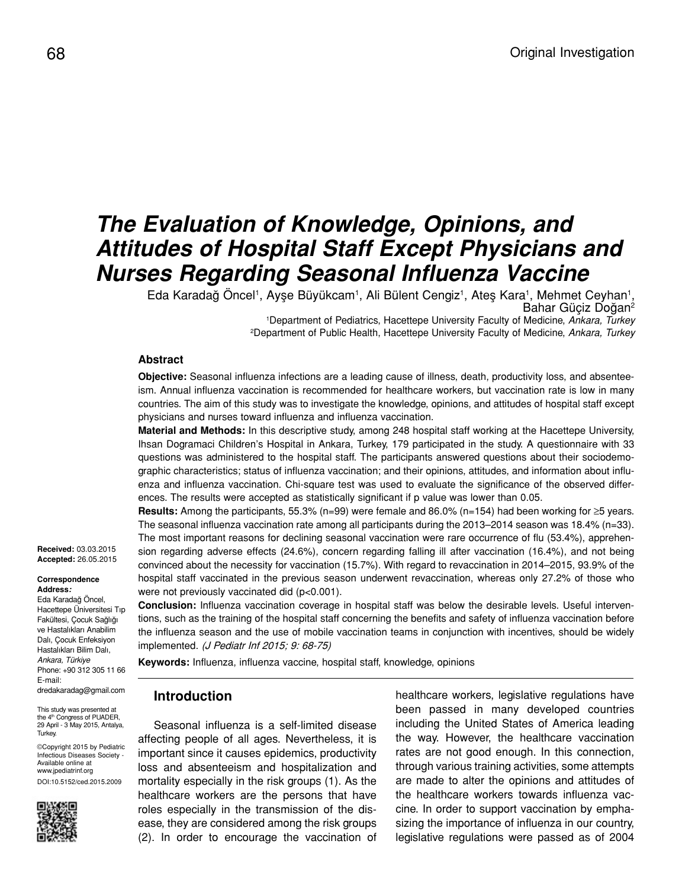Original Investigation

# The Evaluation of Knowledge, Opinions, and Attitudes of Hospital Staff Except Physicians and Nurses Regarding Seasonal Influenza Vaccine

Eda Karadağ Öncel[1], Ayşe Büyükcam[1], Ali Bülent Cengiz[1], Ateş Kara[1], Mehmet Ceyhan[1], Bahar Güçiz Doğan[2]

[1]Department of Pediatrics, Hacettepe University Faculty of Medicine, *Ankara, Turkey*
[2]Department of Public Health, Hacettepe University Faculty of Medicine, *Ankara, Turkey*

## Abstract

**Objective:** Seasonal influenza infections are a leading cause of illness, death, productivity loss, and absenteeism. Annual influenza vaccination is recommended for healthcare workers, but vaccination rate is low in many countries. The aim of this study was to investigate the knowledge, opinions, and attitudes of hospital staff except physicians and nurses toward influenza and influenza vaccination.

**Material and Methods:** In this descriptive study, among 248 hospital staff working at the Hacettepe University, Ihsan Dogramaci Children's Hospital in Ankara, Turkey, 179 participated in the study. A questionnaire with 33 questions was administered to the hospital staff. The participants answered questions about their sociodemographic characteristics; status of influenza vaccination; and their opinions, attitudes, and information about influenza and influenza vaccination. Chi-square test was used to evaluate the significance of the observed differences. The results were accepted as statistically significant if p value was lower than 0.05.

**Results:** Among the participants, 55.3% (n=99) were female and 86.0% (n=154) had been working for ≥5 years. The seasonal influenza vaccination rate among all participants during the 2013–2014 season was 18.4% (n=33). The most important reasons for declining seasonal vaccination were rare occurrence of flu (53.4%), apprehension regarding adverse effects (24.6%), concern regarding falling ill after vaccination (16.4%), and not being convinced about the necessity for vaccination (15.7%). With regard to revaccination in 2014–2015, 93.9% of the hospital staff vaccinated in the previous season underwent revaccination, whereas only 27.2% of those who were not previously vaccinated did ($p<0.001$).

**Conclusion:** Influenza vaccination coverage in hospital staff was below the desirable levels. Useful interventions, such as the training of the hospital staff concerning the benefits and safety of influenza vaccination before the influenza season and the use of mobile vaccination teams in conjunction with incentives, should be widely implemented. *(J Pediatr Inf 2015; 9: 68-75)*

**Keywords:** Influenza, influenza vaccine, hospital staff, knowledge, opinions

**Received:** 03.03.2015
**Accepted:** 26.05.2015

**Correspondence Address:**
Eda Karadağ Öncel, Hacettepe Üniversitesi Tıp Fakültesi, Çocuk Sağlığı ve Hastalıkları Anabilim Dalı, Çocuk Enfeksiyon Hastalıkları Bilim Dalı, *Ankara, Türkiye*
Phone: +90 312 305 11 66
E-mail: dredakaradag@gmail.com

This study was presented at the 4th Congress of PUADER, 29 April - 3 May 2015, Antalya, Turkey.

©Copyright 2015 by Pediatric Infectious Diseases Society - Available online at www.jpediatrinf.org
DOI:10.5152/ced.2015.2009

## Introduction

Seasonal influenza is a self-limited disease affecting people of all ages. Nevertheless, it is important since it causes epidemics, productivity loss and absenteeism and hospitalization and mortality especially in the risk groups (1). As the healthcare workers are the persons that have roles especially in the transmission of the disease, they are considered among the risk groups (2). In order to encourage the vaccination of healthcare workers, legislative regulations have been passed in many developed countries including the United States of America leading the way. However, the healthcare vaccination rates are not good enough. In this connection, through various training activities, some attempts are made to alter the opinions and attitudes of the healthcare workers towards influenza vaccine. In order to support vaccination by emphasizing the importance of influenza in our country, legislative regulations were passed as of 2004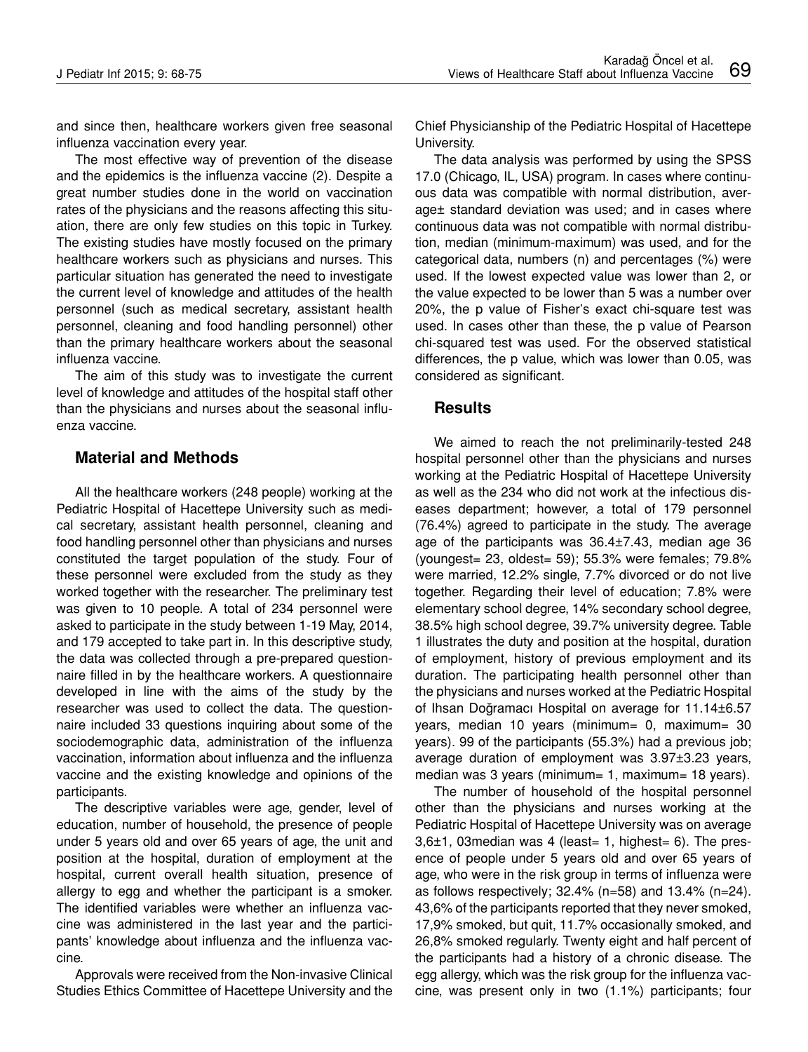and since then, healthcare workers given free seasonal influenza vaccination every year.

The most effective way of prevention of the disease and the epidemics is the influenza vaccine (2). Despite a great number studies done in the world on vaccination rates of the physicians and the reasons affecting this situation, there are only few studies on this topic in Turkey. The existing studies have mostly focused on the primary healthcare workers such as physicians and nurses. This particular situation has generated the need to investigate the current level of knowledge and attitudes of the health personnel (such as medical secretary, assistant health personnel, cleaning and food handling personnel) other than the primary healthcare workers about the seasonal influenza vaccine.

The aim of this study was to investigate the current level of knowledge and attitudes of the hospital staff other than the physicians and nurses about the seasonal influenza vaccine.

## Material and Methods

All the healthcare workers (248 people) working at the Pediatric Hospital of Hacettepe University such as medical secretary, assistant health personnel, cleaning and food handling personnel other than physicians and nurses constituted the target population of the study. Four of these personnel were excluded from the study as they worked together with the researcher. The preliminary test was given to 10 people. A total of 234 personnel were asked to participate in the study between 1-19 May, 2014, and 179 accepted to take part in. In this descriptive study, the data was collected through a pre-prepared questionnaire filled in by the healthcare workers. A questionnaire developed in line with the aims of the study by the researcher was used to collect the data. The questionnaire included 33 questions inquiring about some of the sociodemographic data, administration of the influenza vaccination, information about influenza and the influenza vaccine and the existing knowledge and opinions of the participants.

The descriptive variables were age, gender, level of education, number of household, the presence of people under 5 years old and over 65 years of age, the unit and position at the hospital, duration of employment at the hospital, current overall health situation, presence of allergy to egg and whether the participant is a smoker. The identified variables were whether an influenza vaccine was administered in the last year and the participants' knowledge about influenza and the influenza vaccine.

Approvals were received from the Non-invasive Clinical Studies Ethics Committee of Hacettepe University and the Chief Physicianship of the Pediatric Hospital of Hacettepe University.

The data analysis was performed by using the SPSS 17.0 (Chicago, IL, USA) program. In cases where continuous data was compatible with normal distribution, average± standard deviation was used; and in cases where continuous data was not compatible with normal distribution, median (minimum-maximum) was used, and for the categorical data, numbers (n) and percentages (%) were used. If the lowest expected value was lower than 2, or the value expected to be lower than 5 was a number over 20%, the p value of Fisher's exact chi-square test was used. In cases other than these, the p value of Pearson chi-squared test was used. For the observed statistical differences, the p value, which was lower than 0.05, was considered as significant.

## Results

We aimed to reach the not preliminarily-tested 248 hospital personnel other than the physicians and nurses working at the Pediatric Hospital of Hacettepe University as well as the 234 who did not work at the infectious diseases department; however, a total of 179 personnel (76.4%) agreed to participate in the study. The average age of the participants was 36.4±7.43, median age 36 (youngest= 23, oldest= 59); 55.3% were females; 79.8% were married, 12.2% single, 7.7% divorced or do not live together. Regarding their level of education; 7.8% were elementary school degree, 14% secondary school degree, 38.5% high school degree, 39.7% university degree. Table 1 illustrates the duty and position at the hospital, duration of employment, history of previous employment and its duration. The participating health personnel other than the physicians and nurses worked at the Pediatric Hospital of Ihsan Doğramacı Hospital on average for 11.14±6.57 years, median 10 years (minimum= 0, maximum= 30 years). 99 of the participants (55.3%) had a previous job; average duration of employment was 3.97±3.23 years, median was 3 years (minimum= 1, maximum= 18 years).

The number of household of the hospital personnel other than the physicians and nurses working at the Pediatric Hospital of Hacettepe University was on average 3,6±1, 03median was 4 (least= 1, highest= 6). The presence of people under 5 years old and over 65 years of age, who were in the risk group in terms of influenza were as follows respectively; 32.4% (n=58) and 13.4% (n=24). 43,6% of the participants reported that they never smoked, 17,9% smoked, but quit, 11.7% occasionally smoked, and 26,8% smoked regularly. Twenty eight and half percent of the participants had a history of a chronic disease. The egg allergy, which was the risk group for the influenza vaccine, was present only in two (1.1%) participants; four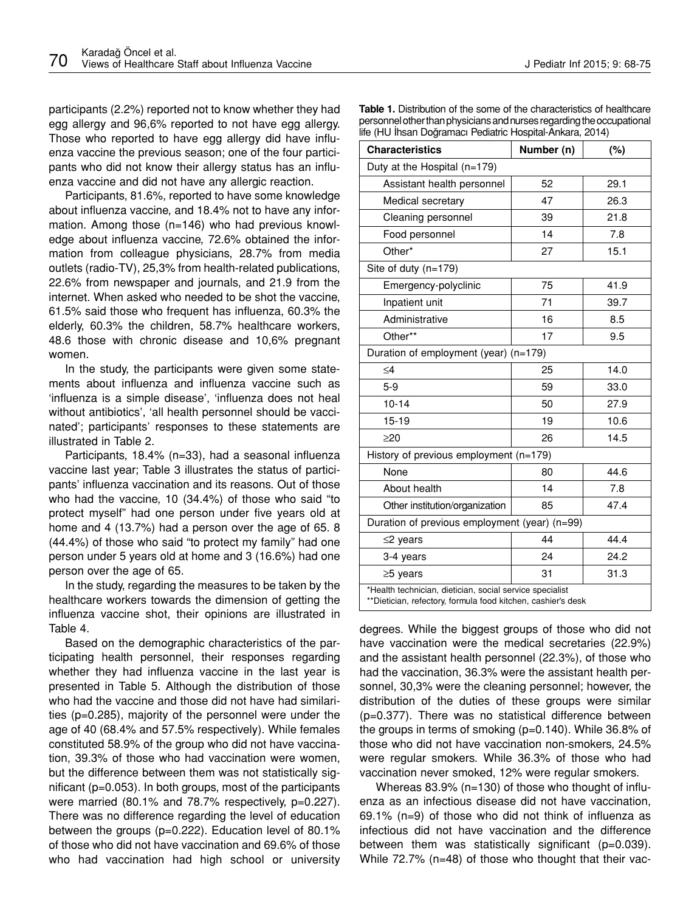participants (2.2%) reported not to know whether they had egg allergy and 96,6% reported to not have egg allergy. Those who reported to have egg allergy did have influenza vaccine the previous season; one of the four participants who did not know their allergy status has an influenza vaccine and did not have any allergic reaction.

Participants, 81.6%, reported to have some knowledge about influenza vaccine, and 18.4% not to have any information. Among those (n=146) who had previous knowledge about influenza vaccine, 72.6% obtained the information from colleague physicians, 28.7% from media outlets (radio-TV), 25,3% from health-related publications, 22.6% from newspaper and journals, and 21.9 from the internet. When asked who needed to be shot the vaccine, 61.5% said those who frequent has influenza, 60.3% the elderly, 60.3% the children, 58.7% healthcare workers, 48.6 those with chronic disease and 10,6% pregnant women.

In the study, the participants were given some statements about influenza and influenza vaccine such as 'influenza is a simple disease', 'influenza does not heal without antibiotics', 'all health personnel should be vaccinated'; participants' responses to these statements are illustrated in Table 2.

Participants, 18.4% (n=33), had a seasonal influenza vaccine last year; Table 3 illustrates the status of participants' influenza vaccination and its reasons. Out of those who had the vaccine, 10 (34.4%) of those who said "to protect myself" had one person under five years old at home and 4 (13.7%) had a person over the age of 65. 8 (44.4%) of those who said "to protect my family" had one person under 5 years old at home and 3 (16.6%) had one person over the age of 65.

In the study, regarding the measures to be taken by the healthcare workers towards the dimension of getting the influenza vaccine shot, their opinions are illustrated in Table 4.

Based on the demographic characteristics of the participating health personnel, their responses regarding whether they had influenza vaccine in the last year is presented in Table 5. Although the distribution of those who had the vaccine and those did not have had similarities (p=0.285), majority of the personnel were under the age of 40 (68.4% and 57.5% respectively). While females constituted 58.9% of the group who did not have vaccination, 39.3% of those who had vaccination were women, but the difference between them was not statistically significant (p=0.053). In both groups, most of the participants were married (80.1% and 78.7% respectively, p=0.227). There was no difference regarding the level of education between the groups (p=0.222). Education level of 80.1% of those who did not have vaccination and 69.6% of those who had vaccination had high school or university degrees. While the biggest groups of those who did not have vaccination were the medical secretaries (22.9%) and the assistant health personnel (22.3%), of those who had the vaccination, 36.3% were the assistant health personnel, 30,3% were the cleaning personnel; however, the distribution of the duties of these groups were similar (p=0.377). There was no statistical difference between the groups in terms of smoking (p=0.140). While 36.8% of those who did not have vaccination non-smokers, 24.5% were regular smokers. While 36.3% of those who had vaccination never smoked, 12% were regular smokers.

Whereas 83.9% (n=130) of those who thought of influenza as an infectious disease did not have vaccination, 69.1% (n=9) of those who did not think of influenza as infectious did not have vaccination and the difference between them was statistically significant (p=0.039). While 72.7% (n=48) of those who thought that their vac-

**Table 1.** Distribution of the some of the characteristics of healthcare personnel other than physicians and nurses regarding the occupational life (HU İhsan Doğramacı Pediatric Hospital-Ankara, 2014)

| Characteristics | Number (n) | (%) |
|---|---|---|
| Duty at the Hospital (n=179) | | |
| Assistant health personnel | 52 | 29.1 |
| Medical secretary | 47 | 26.3 |
| Cleaning personnel | 39 | 21.8 |
| Food personnel | 14 | 7.8 |
| Other* | 27 | 15.1 |
| Site of duty (n=179) | | |
| Emergency-polyclinic | 75 | 41.9 |
| Inpatient unit | 71 | 39.7 |
| Administrative | 16 | 8.5 |
| Other** | 17 | 9.5 |
| Duration of employment (year) (n=179) | | |
| ≤4 | 25 | 14.0 |
| 5-9 | 59 | 33.0 |
| 10-14 | 50 | 27.9 |
| 15-19 | 19 | 10.6 |
| ≥20 | 26 | 14.5 |
| History of previous employment (n=179) | | |
| None | 80 | 44.6 |
| About health | 14 | 7.8 |
| Other institution/organization | 85 | 47.4 |
| Duration of previous employment (year) (n=99) | | |
| ≤2 years | 44 | 44.4 |
| 3-4 years | 24 | 24.2 |
| ≥5 years | 31 | 31.3 |

*Health technician, dietician, social service specialist
**Dietician, refectory, formula food kitchen, cashier's desk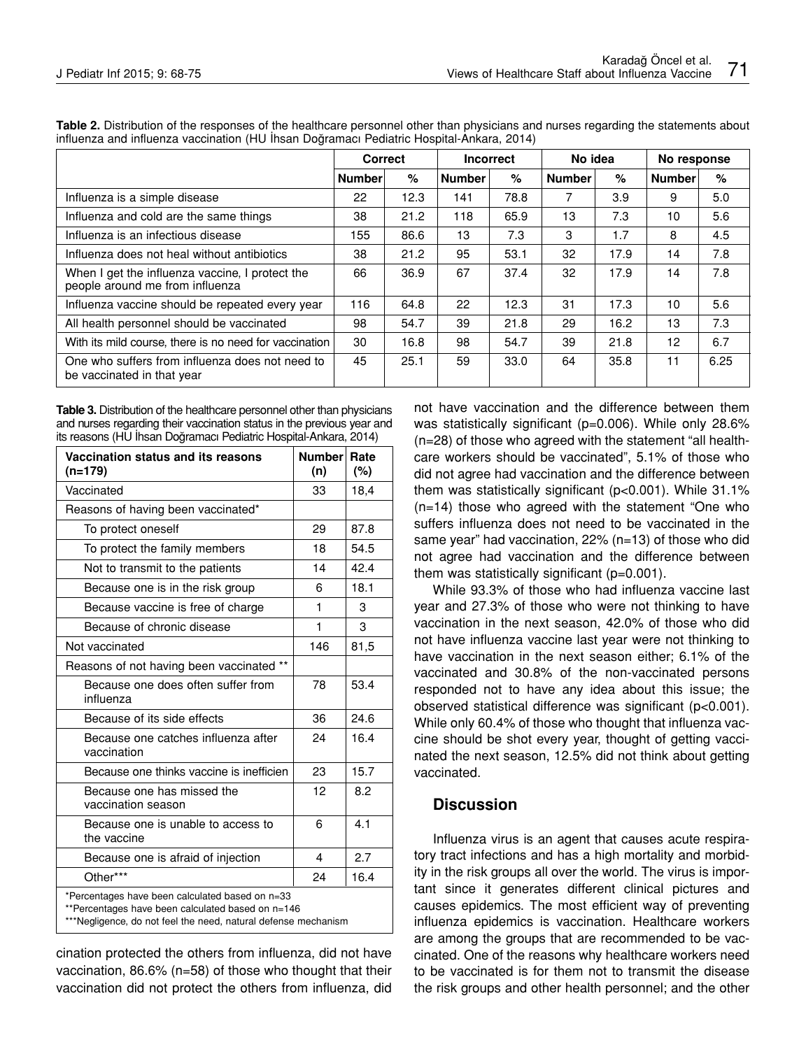**Table 2.** Distribution of the responses of the healthcare personnel other than physicians and nurses regarding the statements about influenza and influenza vaccination (HU İhsan Doğramacı Pediatric Hospital-Ankara, 2014)

| | Correct | | Incorrect | | No idea | | No response | |
|---|---|---|---|---|---|---|---|---|
| | Number | % | Number | % | Number | % | Number | % |
| Influenza is a simple disease | 22 | 12.3 | 141 | 78.8 | 7 | 3.9 | 9 | 5.0 |
| Influenza and cold are the same things | 38 | 21.2 | 118 | 65.9 | 13 | 7.3 | 10 | 5.6 |
| Influenza is an infectious disease | 155 | 86.6 | 13 | 7.3 | 3 | 1.7 | 8 | 4.5 |
| Influenza does not heal without antibiotics | 38 | 21.2 | 95 | 53.1 | 32 | 17.9 | 14 | 7.8 |
| When I get the influenza vaccine, I protect the people around me from influenza | 66 | 36.9 | 67 | 37.4 | 32 | 17.9 | 14 | 7.8 |
| Influenza vaccine should be repeated every year | 116 | 64.8 | 22 | 12.3 | 31 | 17.3 | 10 | 5.6 |
| All health personnel should be vaccinated | 98 | 54.7 | 39 | 21.8 | 29 | 16.2 | 13 | 7.3 |
| With its mild course, there is no need for vaccination | 30 | 16.8 | 98 | 54.7 | 39 | 21.8 | 12 | 6.7 |
| One who suffers from influenza does not need to be vaccinated in that year | 45 | 25.1 | 59 | 33.0 | 64 | 35.8 | 11 | 6.25 |

**Table 3.** Distribution of the healthcare personnel other than physicians and nurses regarding their vaccination status in the previous year and its reasons (HU İhsan Doğramacı Pediatric Hospital-Ankara, 2014)

| Vaccination status and its reasons (n=179) | Number (n) | Rate (%) |
|---|---|---|
| Vaccinated | 33 | 18,4 |
| Reasons of having been vaccinated* | | |
| To protect oneself | 29 | 87.8 |
| To protect the family members | 18 | 54.5 |
| Not to transmit to the patients | 14 | 42.4 |
| Because one is in the risk group | 6 | 18.1 |
| Because vaccine is free of charge | 1 | 3 |
| Because of chronic disease | 1 | 3 |
| Not vaccinated | 146 | 81,5 |
| Reasons of not having been vaccinated ** | | |
| Because one does often suffer from influenza | 78 | 53.4 |
| Because of its side effects | 36 | 24.6 |
| Because one catches influenza after vaccination | 24 | 16.4 |
| Because one thinks vaccine is inefficien | 23 | 15.7 |
| Because one has missed the vaccination season | 12 | 8.2 |
| Because one is unable to access to the vaccine | 6 | 4.1 |
| Because one is afraid of injection | 4 | 2.7 |
| Other*** | 24 | 16.4 |

*Percentages have been calculated based on n=33
**Percentages have been calculated based on n=146
***Negligence, do not feel the need, natural defense mechanism

cination protected the others from influenza, did not have vaccination, 86.6% (n=58) of those who thought that their vaccination did not protect the others from influenza, did not have vaccination and the difference between them was statistically significant (p=0.006). While only 28.6% (n=28) of those who agreed with the statement "all healthcare workers should be vaccinated", 5.1% of those who did not agree had vaccination and the difference between them was statistically significant (p<0.001). While 31.1% (n=14) those who agreed with the statement "One who suffers influenza does not need to be vaccinated in the same year" had vaccination, 22% (n=13) of those who did not agree had vaccination and the difference between them was statistically significant (p=0.001).

While 93.3% of those who had influenza vaccine last year and 27.3% of those who were not thinking to have vaccination in the next season, 42.0% of those who did not have influenza vaccine last year were not thinking to have vaccination in the next season either; 6.1% of the vaccinated and 30.8% of the non-vaccinated persons responded not to have any idea about this issue; the observed statistical difference was significant (p<0.001). While only 60.4% of those who thought that influenza vaccine should be shot every year, thought of getting vaccinated the next season, 12.5% did not think about getting vaccinated.

## Discussion

Influenza virus is an agent that causes acute respiratory tract infections and has a high mortality and morbidity in the risk groups all over the world. The virus is important since it generates different clinical pictures and causes epidemics. The most efficient way of preventing influenza epidemics is vaccination. Healthcare workers are among the groups that are recommended to be vaccinated. One of the reasons why healthcare workers need to be vaccinated is for them not to transmit the disease the risk groups and other health personnel; and the other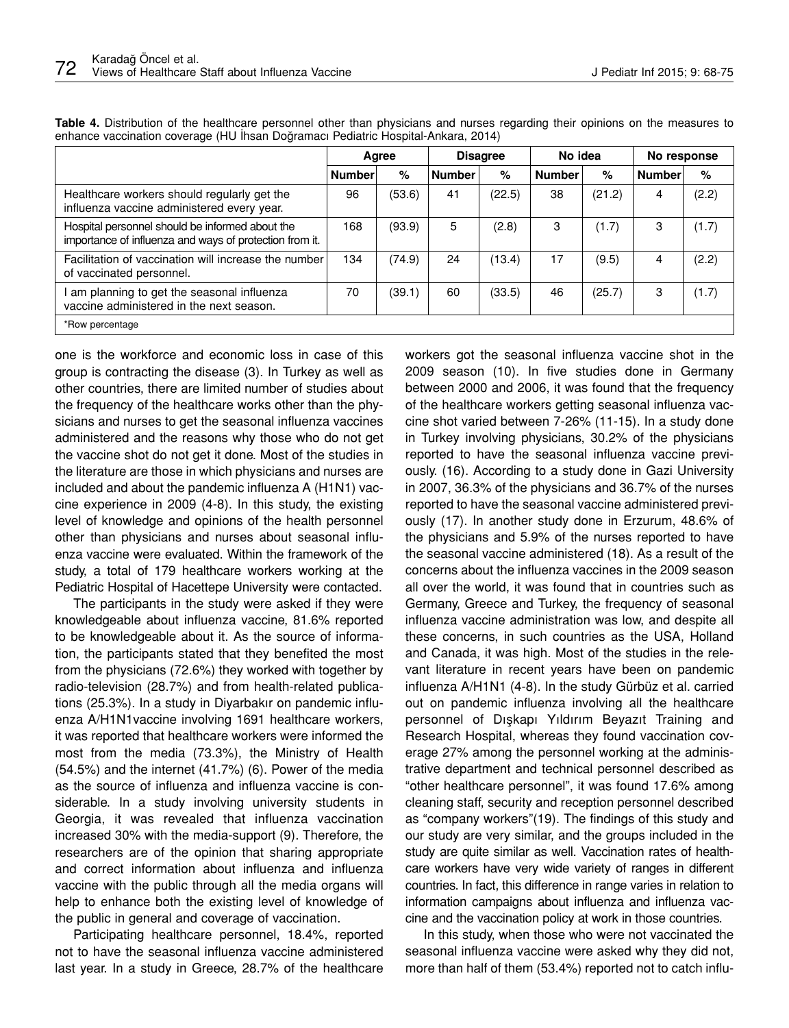**Table 4.** Distribution of the healthcare personnel other than physicians and nurses regarding their opinions on the measures to enhance vaccination coverage (HU İhsan Doğramacı Pediatric Hospital-Ankara, 2014)

| | Agree | | Disagree | | No idea | | No response | |
|---|---|---|---|---|---|---|---|---|
| | Number | % | Number | % | Number | % | Number | % |
| Healthcare workers should regularly get the influenza vaccine administered every year. | 96 | (53.6) | 41 | (22.5) | 38 | (21.2) | 4 | (2.2) |
| Hospital personnel should be informed about the importance of influenza and ways of protection from it. | 168 | (93.9) | 5 | (2.8) | 3 | (1.7) | 3 | (1.7) |
| Facilitation of vaccination will increase the number of vaccinated personnel. | 134 | (74.9) | 24 | (13.4) | 17 | (9.5) | 4 | (2.2) |
| I am planning to get the seasonal influenza vaccine administered in the next season. | 70 | (39.1) | 60 | (33.5) | 46 | (25.7) | 3 | (1.7) |

*Row percentage

one is the workforce and economic loss in case of this group is contracting the disease (3). In Turkey as well as other countries, there are limited number of studies about the frequency of the healthcare works other than the physicians and nurses to get the seasonal influenza vaccines administered and the reasons why those who do not get the vaccine shot do not get it done. Most of the studies in the literature are those in which physicians and nurses are included and about the pandemic influenza A (H1N1) vaccine experience in 2009 (4-8). In this study, the existing level of knowledge and opinions of the health personnel other than physicians and nurses about seasonal influenza vaccine were evaluated. Within the framework of the study, a total of 179 healthcare workers working at the Pediatric Hospital of Hacettepe University were contacted.

The participants in the study were asked if they were knowledgeable about influenza vaccine, 81.6% reported to be knowledgeable about it. As the source of information, the participants stated that they benefited the most from the physicians (72.6%) they worked with together by radio-television (28.7%) and from health-related publications (25.3%). In a study in Diyarbakır on pandemic influenza A/H1N1vaccine involving 1691 healthcare workers, it was reported that healthcare workers were informed the most from the media (73.3%), the Ministry of Health (54.5%) and the internet (41.7%) (6). Power of the media as the source of influenza and influenza vaccine is considerable. In a study involving university students in Georgia, it was revealed that influenza vaccination increased 30% with the media-support (9). Therefore, the researchers are of the opinion that sharing appropriate and correct information about influenza and influenza vaccine with the public through all the media organs will help to enhance both the existing level of knowledge of the public in general and coverage of vaccination.

Participating healthcare personnel, 18.4%, reported not to have the seasonal influenza vaccine administered last year. In a study in Greece, 28.7% of the healthcare workers got the seasonal influenza vaccine shot in the 2009 season (10). In five studies done in Germany between 2000 and 2006, it was found that the frequency of the healthcare workers getting seasonal influenza vaccine shot varied between 7-26% (11-15). In a study done in Turkey involving physicians, 30.2% of the physicians reported to have the seasonal influenza vaccine previously. (16). According to a study done in Gazi University in 2007, 36.3% of the physicians and 36.7% of the nurses reported to have the seasonal vaccine administered previously (17). In another study done in Erzurum, 48.6% of the physicians and 5.9% of the nurses reported to have the seasonal vaccine administered (18). As a result of the concerns about the influenza vaccines in the 2009 season all over the world, it was found that in countries such as Germany, Greece and Turkey, the frequency of seasonal influenza vaccine administration was low, and despite all these concerns, in such countries as the USA, Holland and Canada, it was high. Most of the studies in the relevant literature in recent years have been on pandemic influenza A/H1N1 (4-8). In the study Gürbüz et al. carried out on pandemic influenza involving all the healthcare personnel of Dışkapı Yıldırım Beyazıt Training and Research Hospital, whereas they found vaccination coverage 27% among the personnel working at the administrative department and technical personnel described as "other healthcare personnel", it was found 17.6% among cleaning staff, security and reception personnel described as "company workers"(19). The findings of this study and our study are very similar, and the groups included in the study are quite similar as well. Vaccination rates of healthcare workers have very wide variety of ranges in different countries. In fact, this difference in range varies in relation to information campaigns about influenza and influenza vaccine and the vaccination policy at work in those countries.

In this study, when those who were not vaccinated the seasonal influenza vaccine were asked why they did not, more than half of them (53.4%) reported not to catch influ-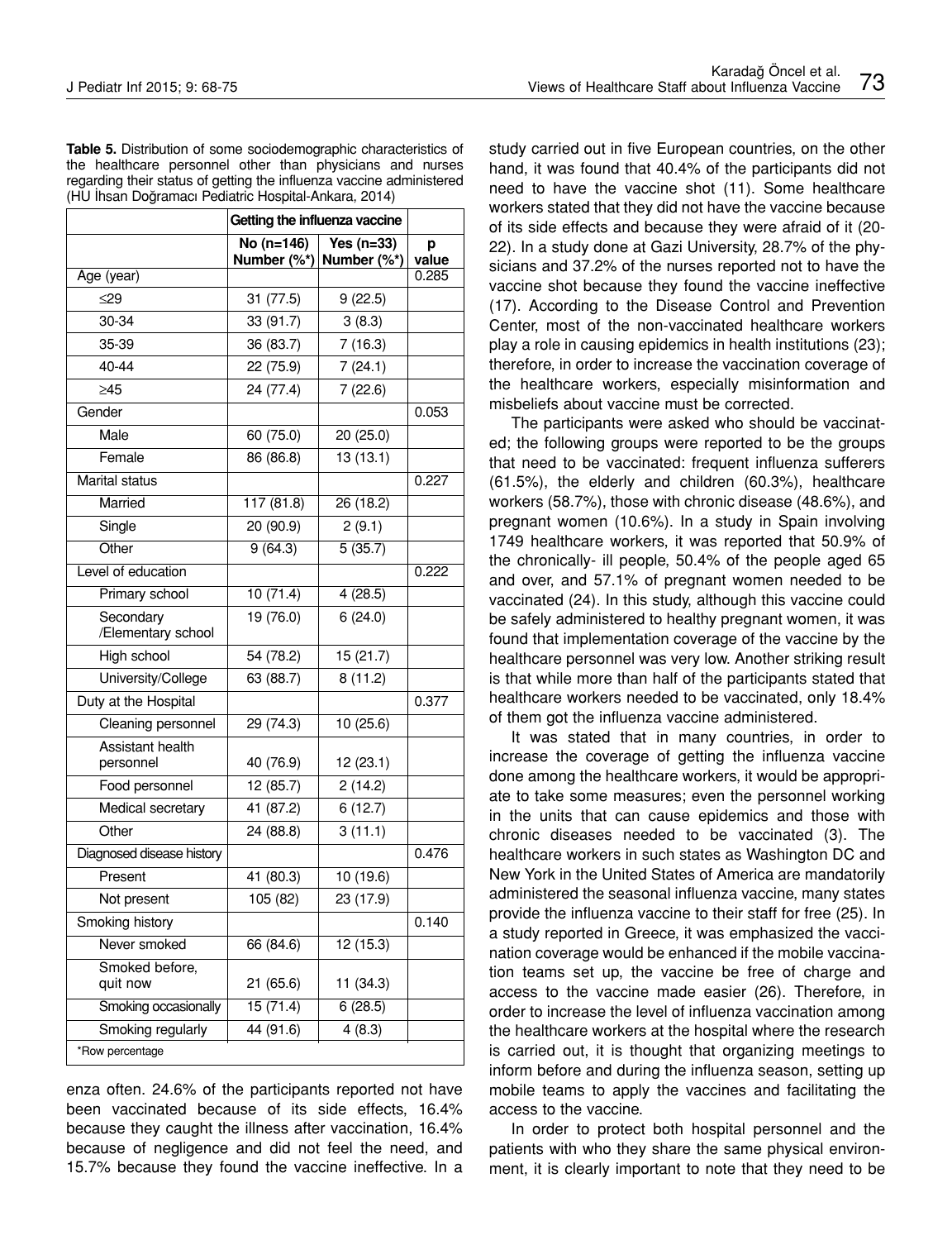**Table 5.** Distribution of some sociodemographic characteristics of the healthcare personnel other than physicians and nurses regarding their status of getting the influenza vaccine administered (HU İhsan Doğramacı Pediatric Hospital-Ankara, 2014)

| | Getting the influenza vaccine | | |
|---|---|---|---|
| | No (n=146) Number (%*) | Yes (n=33) Number (%*) | p value |
| Age (year) | | | 0.285 |
| ≤29 | 31 (77.5) | 9 (22.5) | |
| 30-34 | 33 (91.7) | 3 (8.3) | |
| 35-39 | 36 (83.7) | 7 (16.3) | |
| 40-44 | 22 (75.9) | 7 (24.1) | |
| ≥45 | 24 (77.4) | 7 (22.6) | |
| Gender | | | 0.053 |
| Male | 60 (75.0) | 20 (25.0) | |
| Female | 86 (86.8) | 13 (13.1) | |
| Marital status | | | 0.227 |
| Married | 117 (81.8) | 26 (18.2) | |
| Single | 20 (90.9) | 2 (9.1) | |
| Other | 9 (64.3) | 5 (35.7) | |
| Level of education | | | 0.222 |
| Primary school | 10 (71.4) | 4 (28.5) | |
| Secondary /Elementary school | 19 (76.0) | 6 (24.0) | |
| High school | 54 (78.2) | 15 (21.7) | |
| University/College | 63 (88.7) | 8 (11.2) | |
| Duty at the Hospital | | | 0.377 |
| Cleaning personnel | 29 (74.3) | 10 (25.6) | |
| Assistant health personnel | 40 (76.9) | 12 (23.1) | |
| Food personnel | 12 (85.7) | 2 (14.2) | |
| Medical secretary | 41 (87.2) | 6 (12.7) | |
| Other | 24 (88.8) | 3 (11.1) | |
| Diagnosed disease history | | | 0.476 |
| Present | 41 (80.3) | 10 (19.6) | |
| Not present | 105 (82) | 23 (17.9) | |
| Smoking history | | | 0.140 |
| Never smoked | 66 (84.6) | 12 (15.3) | |
| Smoked before, quit now | 21 (65.6) | 11 (34.3) | |
| Smoking occasionally | 15 (71.4) | 6 (28.5) | |
| Smoking regularly | 44 (91.6) | 4 (8.3) | |

*Row percentage

enza often. 24.6% of the participants reported not have been vaccinated because of its side effects, 16.4% because they caught the illness after vaccination, 16.4% because of negligence and did not feel the need, and 15.7% because they found the vaccine ineffective. In a study carried out in five European countries, on the other hand, it was found that 40.4% of the participants did not need to have the vaccine shot (11). Some healthcare workers stated that they did not have the vaccine because of its side effects and because they were afraid of it (20-22). In a study done at Gazi University, 28.7% of the physicians and 37.2% of the nurses reported not to have the vaccine shot because they found the vaccine ineffective (17). According to the Disease Control and Prevention Center, most of the non-vaccinated healthcare workers play a role in causing epidemics in health institutions (23); therefore, in order to increase the vaccination coverage of the healthcare workers, especially misinformation and misbeliefs about vaccine must be corrected.

The participants were asked who should be vaccinated; the following groups were reported to be the groups that need to be vaccinated: frequent influenza sufferers (61.5%), the elderly and children (60.3%), healthcare workers (58.7%), those with chronic disease (48.6%), and pregnant women (10.6%). In a study in Spain involving 1749 healthcare workers, it was reported that 50.9% of the chronically- ill people, 50.4% of the people aged 65 and over, and 57.1% of pregnant women needed to be vaccinated (24). In this study, although this vaccine could be safely administered to healthy pregnant women, it was found that implementation coverage of the vaccine by the healthcare personnel was very low. Another striking result is that while more than half of the participants stated that healthcare workers needed to be vaccinated, only 18.4% of them got the influenza vaccine administered.

It was stated that in many countries, in order to increase the coverage of getting the influenza vaccine done among the healthcare workers, it would be appropriate to take some measures; even the personnel working in the units that can cause epidemics and those with chronic diseases needed to be vaccinated (3). The healthcare workers in such states as Washington DC and New York in the United States of America are mandatorily administered the seasonal influenza vaccine, many states provide the influenza vaccine to their staff for free (25). In a study reported in Greece, it was emphasized the vaccination coverage would be enhanced if the mobile vaccination teams set up, the vaccine be free of charge and access to the vaccine made easier (26). Therefore, in order to increase the level of influenza vaccination among the healthcare workers at the hospital where the research is carried out, it is thought that organizing meetings to inform before and during the influenza season, setting up mobile teams to apply the vaccines and facilitating the access to the vaccine.

In order to protect both hospital personnel and the patients with who they share the same physical environment, it is clearly important to note that they need to be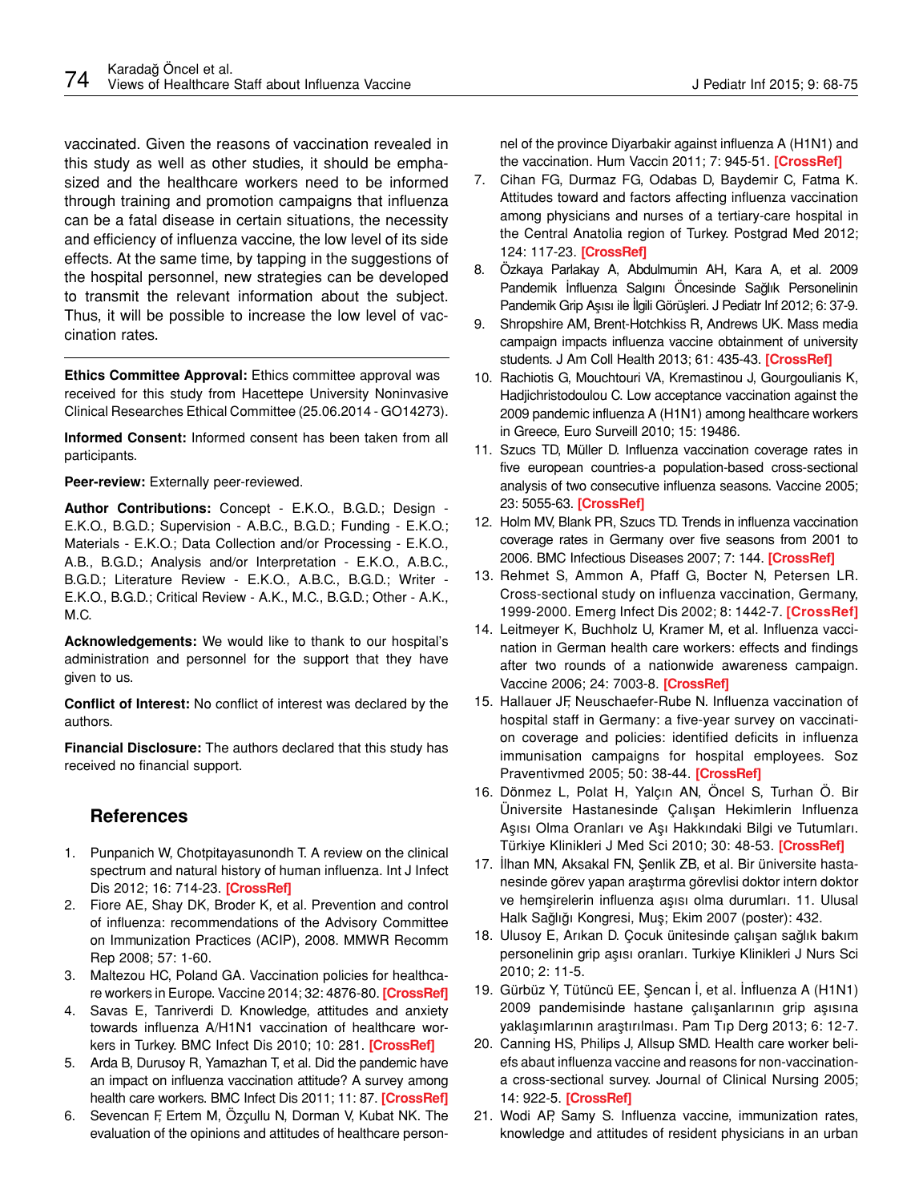vaccinated. Given the reasons of vaccination revealed in this study as well as other studies, it should be emphasized and the healthcare workers need to be informed through training and promotion campaigns that influenza can be a fatal disease in certain situations, the necessity and efficiency of influenza vaccine, the low level of its side effects. At the same time, by tapping in the suggestions of the hospital personnel, new strategies can be developed to transmit the relevant information about the subject. Thus, it will be possible to increase the low level of vaccination rates.

---

**Ethics Committee Approval:** Ethics committee approval was received for this study from Hacettepe University Noninvasive Clinical Researches Ethical Committee (25.06.2014 - GO14273).

**Informed Consent:** Informed consent has been taken from all participants.

**Peer-review:** Externally peer-reviewed.

**Author Contributions:** Concept - E.K.O., B.G.D.; Design - E.K.O., B.G.D.; Supervision - A.B.C., B.G.D.; Funding - E.K.O.; Materials - E.K.O.; Data Collection and/or Processing - E.K.O., A.B., B.G.D.; Analysis and/or Interpretation - E.K.O., A.B.C., B.G.D.; Literature Review - E.K.O., A.B.C., B.G.D.; Writer - E.K.O., B.G.D.; Critical Review - A.K., M.C., B.G.D.; Other - A.K., M.C.

**Acknowledgements:** We would like to thank to our hospital's administration and personnel for the support that they have given to us.

**Conflict of Interest:** No conflict of interest was declared by the authors.

**Financial Disclosure:** The authors declared that this study has received no financial support.

## References

1. Punpanich W, Chotpitayasunondh T. A review on the clinical spectrum and natural history of human influenza. Int J Infect Dis 2012; 16: 714-23. [CrossRef]
2. Fiore AE, Shay DK, Broder K, et al. Prevention and control of influenza: recommendations of the Advisory Committee on Immunization Practices (ACIP), 2008. MMWR Recomm Rep 2008; 57: 1-60.
3. Maltezou HC, Poland GA. Vaccination policies for healthcare workers in Europe. Vaccine 2014; 32: 4876-80. [CrossRef]
4. Savas E, Tanriverdi D. Knowledge, attitudes and anxiety towards influenza A/H1N1 vaccination of healthcare workers in Turkey. BMC Infect Dis 2010; 10: 281. [CrossRef]
5. Arda B, Durusoy R, Yamazhan T, et al. Did the pandemic have an impact on influenza vaccination attitude? A survey among health care workers. BMC Infect Dis 2011; 11: 87. [CrossRef]
6. Sevencan F, Ertem M, Özçullu N, Dorman V, Kubat NK. The evaluation of the opinions and attitudes of healthcare personnel of the province Diyarbakir against influenza A (H1N1) and the vaccination. Hum Vaccin 2011; 7: 945-51. [CrossRef]
7. Cihan FG, Durmaz FG, Odabas D, Baydemir C, Fatma K. Attitudes toward and factors affecting influenza vaccination among physicians and nurses of a tertiary-care hospital in the Central Anatolia region of Turkey. Postgrad Med 2012; 124: 117-23. [CrossRef]
8. Özkaya Parlakay A, Abdulmumin AH, Kara A, et al. 2009 Pandemik İnfluenza Salgını Öncesinde Sağlık Personelinin Pandemik Grip Aşısı ile İlgili Görüşleri. J Pediatr Inf 2012; 6: 37-9.
9. Shropshire AM, Brent-Hotchkiss R, Andrews UK. Mass media campaign impacts influenza vaccine obtainment of university students. J Am Coll Health 2013; 61: 435-43. [CrossRef]
10. Rachiotis G, Mouchtouri VA, Kremastinou J, Gourgoulianis K, Hadjichristodoulou C. Low acceptance vaccination against the 2009 pandemic influenza A (H1N1) among healthcare workers in Greece, Euro Surveill 2010; 15: 19486.
11. Szucs TD, Müller D. Influenza vaccination coverage rates in five european countries-a population-based cross-sectional analysis of two consecutive influenza seasons. Vaccine 2005; 23: 5055-63. [CrossRef]
12. Holm MV, Blank PR, Szucs TD. Trends in influenza vaccination coverage rates in Germany over five seasons from 2001 to 2006. BMC Infectious Diseases 2007; 7: 144. [CrossRef]
13. Rehmet S, Ammon A, Pfaff G, Bocter N, Petersen LR. Cross-sectional study on influenza vaccination, Germany, 1999-2000. Emerg Infect Dis 2002; 8: 1442-7. [CrossRef]
14. Leitmeyer K, Buchholz U, Kramer M, et al. Influenza vaccination in German health care workers: effects and findings after two rounds of a nationwide awareness campaign. Vaccine 2006; 24: 7003-8. [CrossRef]
15. Hallauer JF, Neuschaefer-Rube N. Influenza vaccination of hospital staff in Germany: a five-year survey on vaccination coverage and policies: identified deficits in influenza immunisation campaigns for hospital employees. Soz Praventivmed 2005; 50: 38-44. [CrossRef]
16. Dönmez L, Polat H, Yalçın AN, Öncel S, Turhan Ö. Bir Üniversite Hastanesinde Çalışan Hekimlerin Influenza Aşısı Olma Oranları ve Aşı Hakkındaki Bilgi ve Tutumları. Türkiye Klinikleri J Med Sci 2010; 30: 48-53. [CrossRef]
17. İlhan MN, Aksakal FN, Şenlik ZB, et al. Bir üniversite hastanesinde görev yapan araştırma görevlisi doktor intern doktor ve hemşirelerin influenza aşısı olma durumları. 11. Ulusal Halk Sağlığı Kongresi, Muş; Ekim 2007 (poster): 432.
18. Ulusoy E, Arıkan D. Çocuk ünitesinde çalışan sağlık bakım personelinin grip aşısı oranları. Turkiye Klinikleri J Nurs Sci 2010; 2: 11-5.
19. Gürbüz Y, Tütüncü EE, Şencan İ, et al. İnfluenza A (H1N1) 2009 pandemisinde hastane çalışanlarının grip aşısına yaklaşımlarının araştırılması. Pam Tıp Derg 2013; 6: 12-7.
20. Canning HS, Philips J, Allsup SMD. Health care worker beliefs abaut influenza vaccine and reasons for non-vaccination-a cross-sectional survey. Journal of Clinical Nursing 2005; 14: 922-5. [CrossRef]
21. Wodi AP, Samy S. Influenza vaccine, immunization rates, knowledge and attitudes of resident physicians in an urban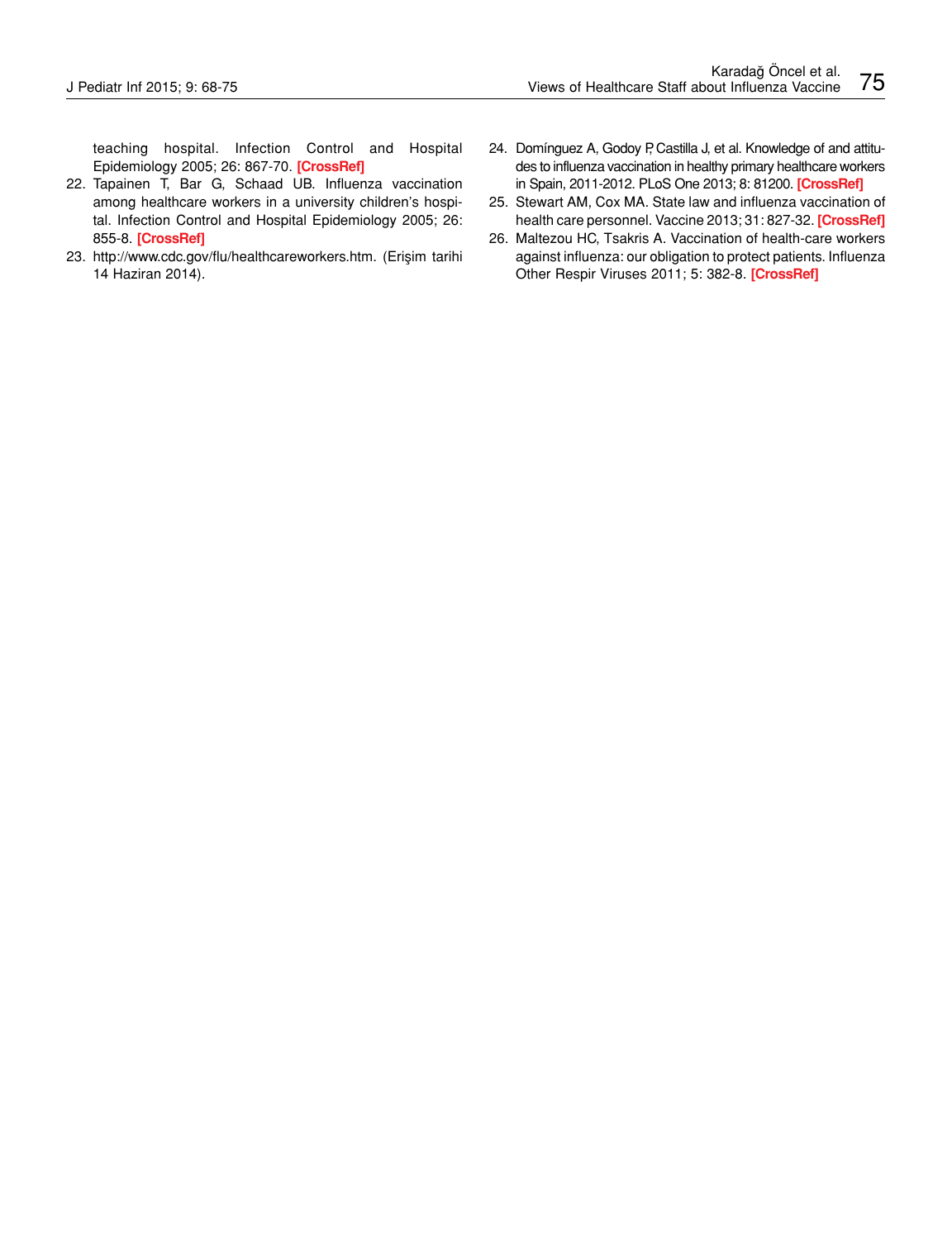teaching hospital. Infection Control and Hospital Epidemiology 2005; 26: 867-70. [CrossRef]

22. Tapainen T, Bar G, Schaad UB. Influenza vaccination among healthcare workers in a university children's hospital. Infection Control and Hospital Epidemiology 2005; 26: 855-8. [CrossRef]
23. http://www.cdc.gov/flu/healthcareworkers.htm. (Erişim tarihi 14 Haziran 2014).
24. Domínguez A, Godoy P, Castilla J, et al. Knowledge of and attitudes to influenza vaccination in healthy primary healthcare workers in Spain, 2011-2012. PLoS One 2013; 8: 81200. [CrossRef]
25. Stewart AM, Cox MA. State law and influenza vaccination of health care personnel. Vaccine 2013; 31: 827-32. [CrossRef]
26. Maltezou HC, Tsakris A. Vaccination of health-care workers against influenza: our obligation to protect patients. Influenza Other Respir Viruses 2011; 5: 382-8. [CrossRef]